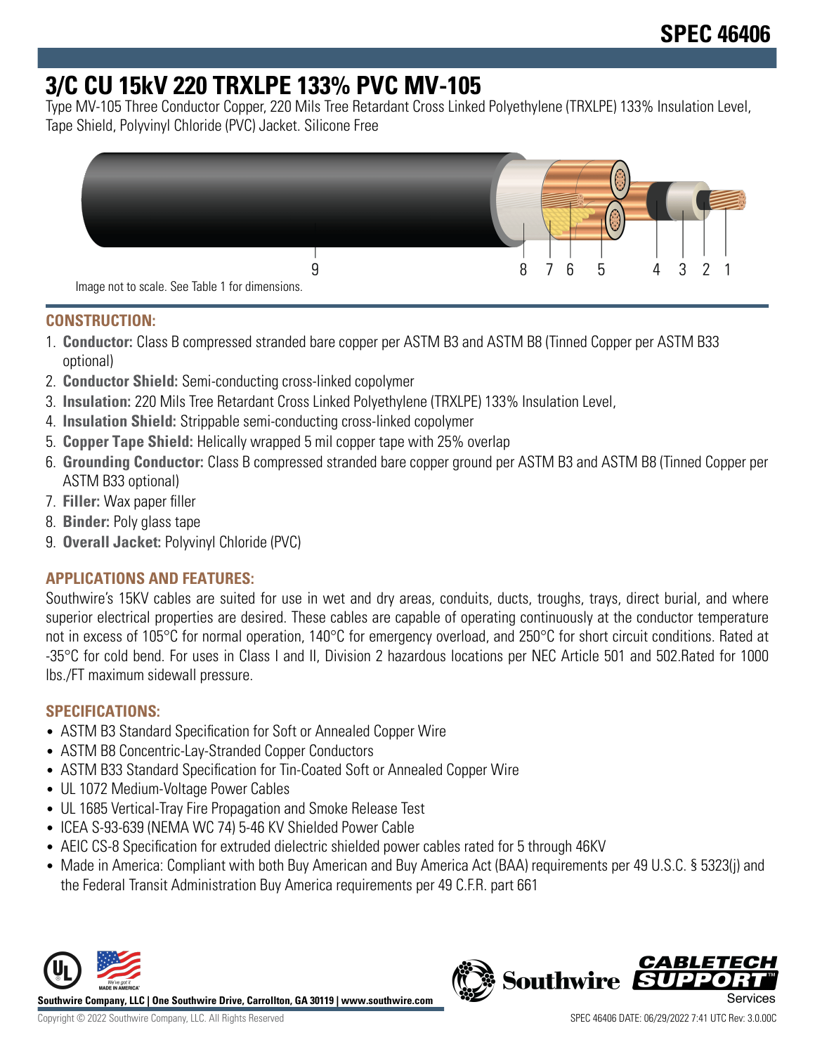# SPEC 46406

# 3/C CU 15kV 220 TRXLPE 133% PVC MV-105

Type MV-105 Three Conductor Copper, 220 Mils Tree Retardant Cross Linked Polyethylene (TRXLPE) 133% Insulation Level, Tape Shield, Polyvinyl Chloride (PVC) Jacket. Silicone Free

9 8 7 6 5 4 3 2 1

Image not to scale. See Table 1 for dimensions.

## CONSTRUCTION:

1. **Conductor:** Class B compressed stranded bare copper per ASTM B3 and ASTM B8 (Tinned Copper per ASTM B33 optional)
2. **Conductor Shield:** Semi-conducting cross-linked copolymer
3. **Insulation:** 220 Mils Tree Retardant Cross Linked Polyethylene (TRXLPE) 133% Insulation Level,
4. **Insulation Shield:** Strippable semi-conducting cross-linked copolymer
5. **Copper Tape Shield:** Helically wrapped 5 mil copper tape with 25% overlap
6. **Grounding Conductor:** Class B compressed stranded bare copper ground per ASTM B3 and ASTM B8 (Tinned Copper per ASTM B33 optional)
7. **Filler:** Wax paper filler
8. **Binder:** Poly glass tape
9. **Overall Jacket:** Polyvinyl Chloride (PVC)

## APPLICATIONS AND FEATURES:

Southwire's 15KV cables are suited for use in wet and dry areas, conduits, ducts, troughs, trays, direct burial, and where superior electrical properties are desired. These cables are capable of operating continuously at the conductor temperature not in excess of 105°C for normal operation, 140°C for emergency overload, and 250°C for short circuit conditions. Rated at -35°C for cold bend. For uses in Class I and II, Division 2 hazardous locations per NEC Article 501 and 502.Rated for 1000 lbs./FT maximum sidewall pressure.

## SPECIFICATIONS:

- ASTM B3 Standard Specification for Soft or Annealed Copper Wire
- ASTM B8 Concentric-Lay-Stranded Copper Conductors
- ASTM B33 Standard Specification for Tin-Coated Soft or Annealed Copper Wire
- UL 1072 Medium-Voltage Power Cables
- UL 1685 Vertical-Tray Fire Propagation and Smoke Release Test
- ICEA S-93-639 (NEMA WC 74) 5-46 KV Shielded Power Cable
- AEIC CS-8 Specification for extruded dielectric shielded power cables rated for 5 through 46KV
- Made in America: Compliant with both Buy American and Buy America Act (BAA) requirements per 49 U.S.C. § 5323(j) and the Federal Transit Administration Buy America requirements per 49 C.F.R. part 661

Southwire Company, LLC | One Southwire Drive, Carrollton, GA 30119 | www.southwire.com

Copyright © 2022 Southwire Company, LLC. All Rights Reserved

SPEC 46406 DATE: 06/29/2022 7:41 UTC Rev: 3.0.00C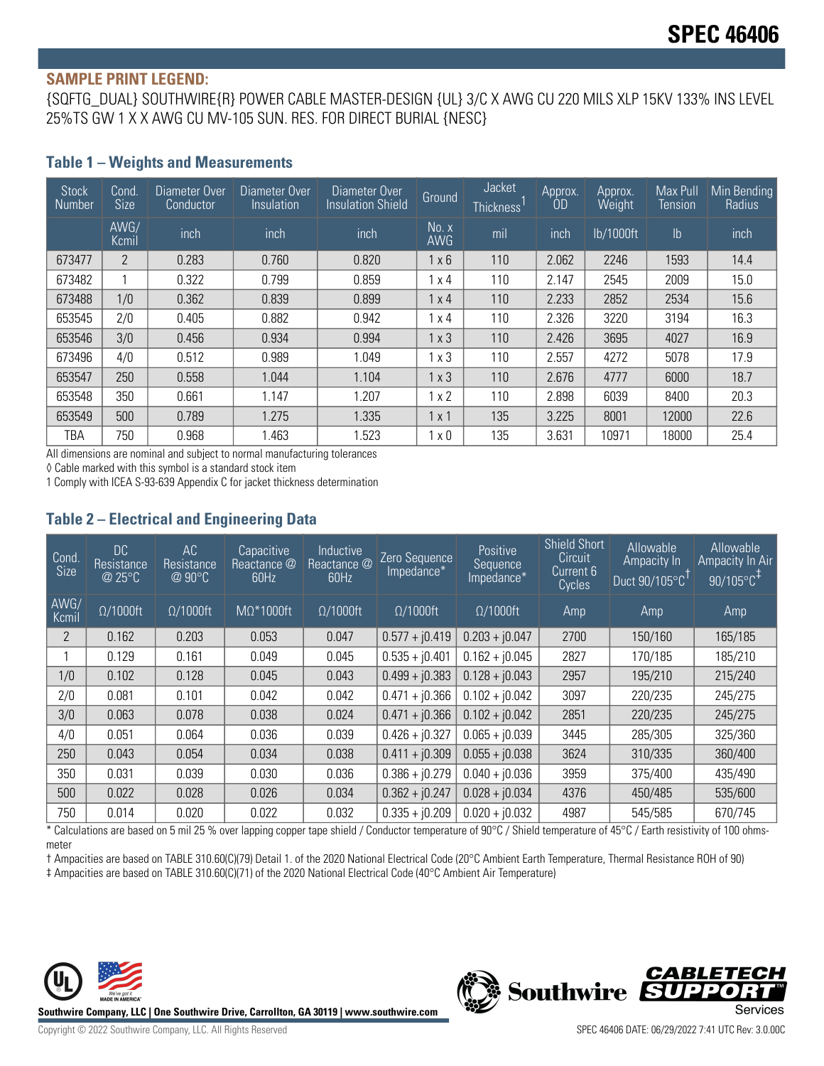# SPEC 46406

## SAMPLE PRINT LEGEND:

{SQFTG_DUAL} SOUTHWIRE{R} POWER CABLE MASTER-DESIGN {UL} 3/C X AWG CU 220 MILS XLP 15KV 133% INS LEVEL 25%TS GW 1 X X AWG CU MV-105 SUN. RES. FOR DIRECT BURIAL {NESC}

### Table 1 – Weights and Measurements

| Stock Number | Cond. Size | Diameter Over Conductor | Diameter Over Insulation | Diameter Over Insulation Shield | Ground | Jacket Thickness[1] | Approx. OD | Approx. Weight | Max Pull Tension | Min Bending Radius |
|---|---|---|---|---|---|---|---|---|---|---|
| | AWG/ Kcmil | inch | inch | inch | No. x AWG | mil | inch | lb/1000ft | lb | inch |
| 673477 | 2 | 0.283 | 0.760 | 0.820 | 1 x 6 | 110 | 2.062 | 2246 | 1593 | 14.4 |
| 673482 | 1 | 0.322 | 0.799 | 0.859 | 1 x 4 | 110 | 2.147 | 2545 | 2009 | 15.0 |
| 673488 | 1/0 | 0.362 | 0.839 | 0.899 | 1 x 4 | 110 | 2.233 | 2852 | 2534 | 15.6 |
| 653545 | 2/0 | 0.405 | 0.882 | 0.942 | 1 x 4 | 110 | 2.326 | 3220 | 3194 | 16.3 |
| 653546 | 3/0 | 0.456 | 0.934 | 0.994 | 1 x 3 | 110 | 2.426 | 3695 | 4027 | 16.9 |
| 673496 | 4/0 | 0.512 | 0.989 | 1.049 | 1 x 3 | 110 | 2.557 | 4272 | 5078 | 17.9 |
| 653547 | 250 | 0.558 | 1.044 | 1.104 | 1 x 3 | 110 | 2.676 | 4777 | 6000 | 18.7 |
| 653548 | 350 | 0.661 | 1.147 | 1.207 | 1 x 2 | 110 | 2.898 | 6039 | 8400 | 20.3 |
| 653549 | 500 | 0.789 | 1.275 | 1.335 | 1 x 1 | 135 | 3.225 | 8001 | 12000 | 22.6 |
| TBA | 750 | 0.968 | 1.463 | 1.523 | 1 x 0 | 135 | 3.631 | 10971 | 18000 | 25.4 |

All dimensions are nominal and subject to normal manufacturing tolerances

◊ Cable marked with this symbol is a standard stock item

1 Comply with ICEA S-93-639 Appendix C for jacket thickness determination

### Table 2 – Electrical and Engineering Data

| Cond. Size | DC Resistance @ 25°C | AC Resistance @ 90°C | Capacitive Reactance @ 60Hz | Inductive Reactance @ 60Hz | Zero Sequence Impedance* | Positive Sequence Impedance* | Shield Short Circuit Current 6 Cycles | Allowable Ampacity In Duct 90/105°C† | Allowable Ampacity In Air 90/105°C‡ |
|---|---|---|---|---|---|---|---|---|---|
| AWG/ Kcmil | Ω/1000ft | Ω/1000ft | MΩ*1000ft | Ω/1000ft | Ω/1000ft | Ω/1000ft | Amp | Amp | Amp |
| 2 | 0.162 | 0.203 | 0.053 | 0.047 | 0.577 + j0.419 | 0.203 + j0.047 | 2700 | 150/160 | 165/185 |
| 1 | 0.129 | 0.161 | 0.049 | 0.045 | 0.535 + j0.401 | 0.162 + j0.045 | 2827 | 170/185 | 185/210 |
| 1/0 | 0.102 | 0.128 | 0.045 | 0.043 | 0.499 + j0.383 | 0.128 + j0.043 | 2957 | 195/210 | 215/240 |
| 2/0 | 0.081 | 0.101 | 0.042 | 0.042 | 0.471 + j0.366 | 0.102 + j0.042 | 3097 | 220/235 | 245/275 |
| 3/0 | 0.063 | 0.078 | 0.038 | 0.024 | 0.471 + j0.366 | 0.102 + j0.042 | 2851 | 220/235 | 245/275 |
| 4/0 | 0.051 | 0.064 | 0.036 | 0.039 | 0.426 + j0.327 | 0.065 + j0.039 | 3445 | 285/305 | 325/360 |
| 250 | 0.043 | 0.054 | 0.034 | 0.038 | 0.411 + j0.309 | 0.055 + j0.038 | 3624 | 310/335 | 360/400 |
| 350 | 0.031 | 0.039 | 0.030 | 0.036 | 0.386 + j0.279 | 0.040 + j0.036 | 3959 | 375/400 | 435/490 |
| 500 | 0.022 | 0.028 | 0.026 | 0.034 | 0.362 + j0.247 | 0.028 + j0.034 | 4376 | 450/485 | 535/600 |
| 750 | 0.014 | 0.020 | 0.022 | 0.032 | 0.335 + j0.209 | 0.020 + j0.032 | 4987 | 545/585 | 670/745 |

* Calculations are based on 5 mil 25 % over lapping copper tape shield / Conductor temperature of 90°C / Shield temperature of 45°C / Earth resistivity of 100 ohms-meter

† Ampacities are based on TABLE 310.60(C)(79) Detail 1. of the 2020 National Electrical Code (20°C Ambient Earth Temperature, Thermal Resistance ROH of 90)

‡ Ampacities are based on TABLE 310.60(C)(71) of the 2020 National Electrical Code (40°C Ambient Air Temperature)

Southwire Company, LLC | One Southwire Drive, Carrollton, GA 30119 | www.southwire.com

Copyright © 2022 Southwire Company, LLC. All Rights Reserved

SPEC 46406 DATE: 06/29/2022 7:41 UTC Rev: 3.0.00C